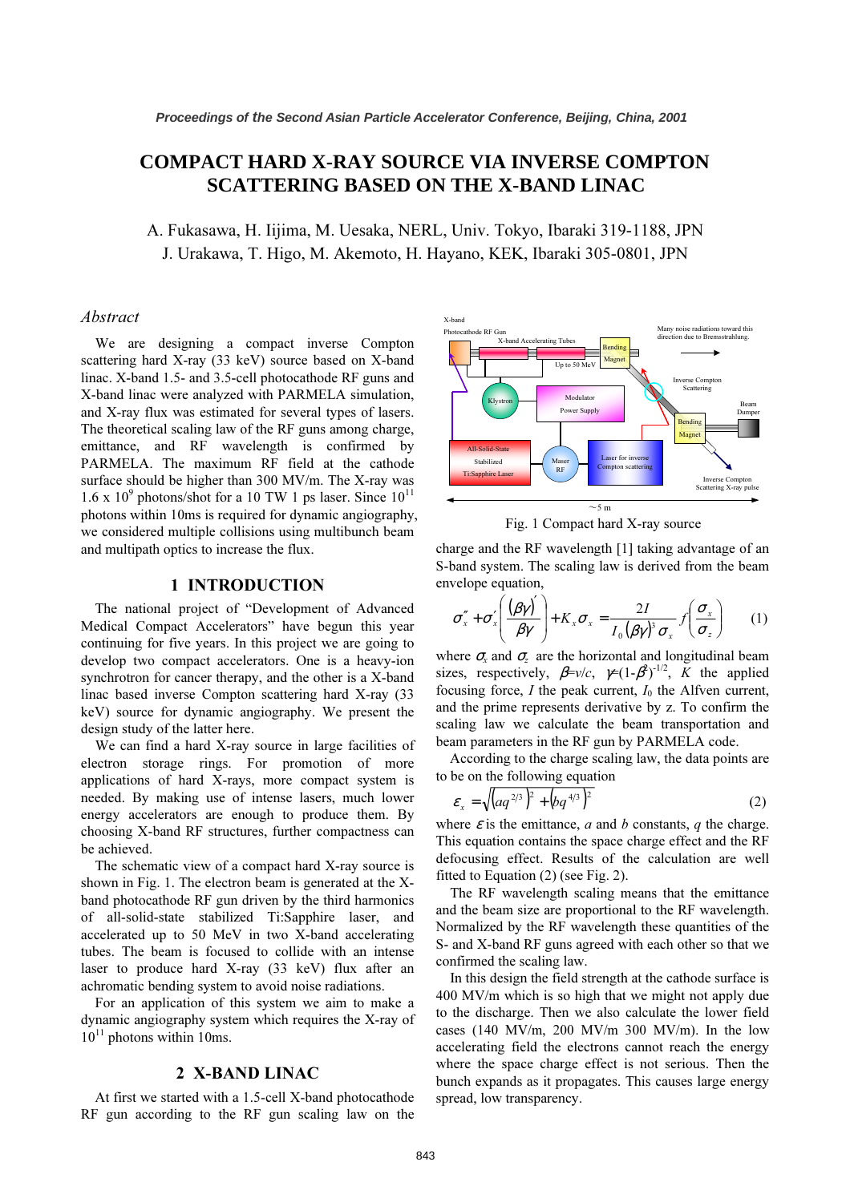# COMPACT HARD X-RAY SOURCE VIA INVERSE COMPTON SCATTERING BASED ON THE X-BAND LINAC

A. Fukasawa, H. Iijima, M. Uesaka, NERL, Univ. Tokyo, Ibaraki 319-1188, JPN
J. Urakawa, T. Higo, M. Akemoto, H. Hayano, KEK, Ibaraki 305-0801, JPN

## *Abstract*

We are designing a compact inverse Compton scattering hard X-ray (33 keV) source based on X-band linac. X-band 1.5- and 3.5-cell photocathode RF guns and X-band linac were analyzed with PARMELA simulation, and X-ray flux was estimated for several types of lasers. The theoretical scaling law of the RF guns among charge, emittance, and RF wavelength is confirmed by PARMELA. The maximum RF field at the cathode surface should be higher than 300 MV/m. The X-ray was 1.6 x $10^9$ photons/shot for a 10 TW 1 ps laser. Since $10^{11}$ photons within 10ms is required for dynamic angiography, we considered multiple collisions using multibunch beam and multipath optics to increase the flux.

## 1 INTRODUCTION

The national project of "Development of Advanced Medical Compact Accelerators" have begun this year continuing for five years. In this project we are going to develop two compact accelerators. One is a heavy-ion synchrotron for cancer therapy, and the other is a X-band linac based inverse Compton scattering hard X-ray (33 keV) source for dynamic angiography. We present the design study of the latter here.

We can find a hard X-ray source in large facilities of electron storage rings. For promotion of more applications of hard X-rays, more compact system is needed. By making use of intense lasers, much lower energy accelerators are enough to produce them. By choosing X-band RF structures, further compactness can be achieved.

The schematic view of a compact hard X-ray source is shown in Fig. 1. The electron beam is generated at the X-band photocathode RF gun driven by the third harmonics of all-solid-state stabilized Ti:Sapphire laser, and accelerated up to 50 MeV in two X-band accelerating tubes. The beam is focused to collide with an intense laser to produce hard X-ray (33 keV) flux after an achromatic bending system to avoid noise radiations.

For an application of this system we aim to make a dynamic angiography system which requires the X-ray of $10^{11}$ photons within 10ms.

## 2 X-BAND LINAC

At first we started with a 1.5-cell X-band photocathode RF gun according to the RF gun scaling law on the charge and the RF wavelength [1] taking advantage of an S-band system. The scaling law is derived from the beam envelope equation,

Fig. 1 Compact hard X-ray source

$$\sigma_x'' + \sigma_x'\left(\frac{(\beta\gamma)'}{\beta\gamma}\right) + K_x\sigma_x = \frac{2I}{I_0(\beta\gamma)^3\sigma_x} f\left(\frac{\sigma_x}{\sigma_z}\right) \quad (1)$$

where $\sigma_x$ and $\sigma_z$ are the horizontal and longitudinal beam sizes, respectively, $\beta$=$v/c$, $\gamma$=$(1-\beta^2)^{-1/2}$, $K$ the applied focusing force, $I$ the peak current, $I_0$ the Alfven current, and the prime represents derivative by $z$. To confirm the scaling law we calculate the beam transportation and beam parameters in the RF gun by PARMELA code.

According to the charge scaling law, the data points are to be on the following equation

$$\varepsilon_x = \sqrt{\left(aq^{2/3}\right)^2 + \left(bq^{4/3}\right)^2} \quad (2)$$

where $\varepsilon$ is the emittance, $a$ and $b$ constants, $q$ the charge. This equation contains the space charge effect and the RF defocusing effect. Results of the calculation are well fitted to Equation (2) (see Fig. 2).

The RF wavelength scaling means that the emittance and the beam size are proportional to the RF wavelength. Normalized by the RF wavelength these quantities of the S- and X-band RF guns agreed with each other so that we confirmed the scaling law.

In this design the field strength at the cathode surface is 400 MV/m which is so high that we might not apply due to the discharge. Then we also calculate the lower field cases (140 MV/m, 200 MV/m 300 MV/m). In the low accelerating field the electrons cannot reach the energy where the space charge effect is not serious. Then the bunch expands as it propagates. This causes large energy spread, low transparency.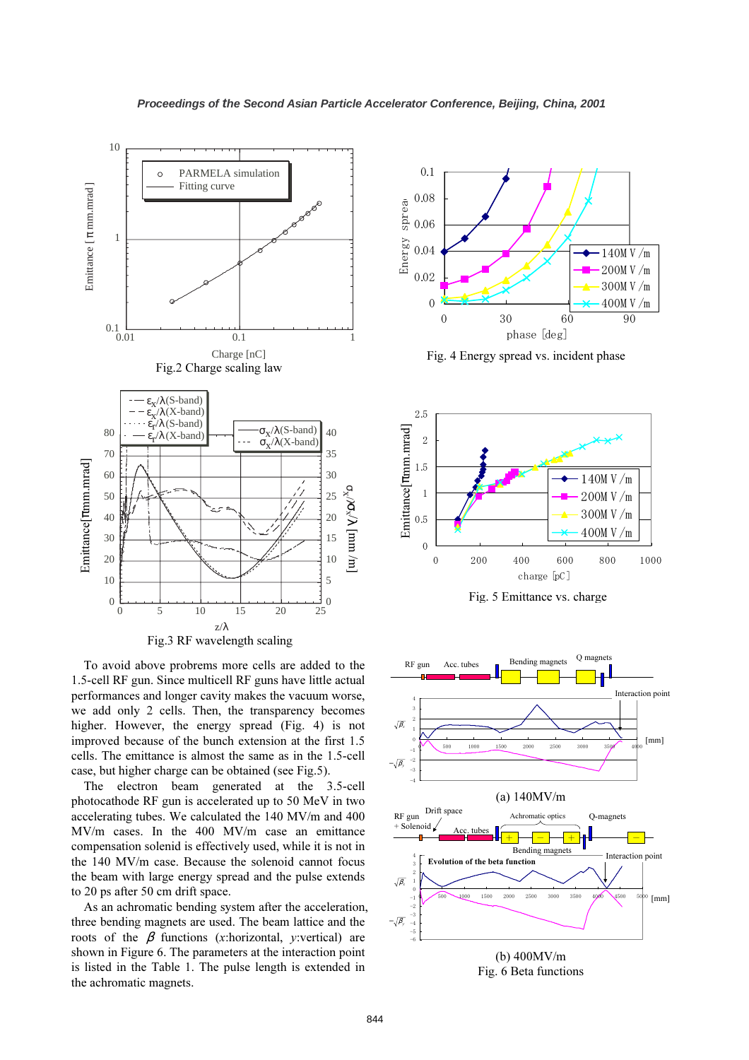Fig.2 Charge scaling law

Fig. 4 Energy spread vs. incident phase

Fig.3 RF wavelength scaling

Fig. 5 Emittance vs. charge

To avoid above probrems more cells are added to the 1.5-cell RF gun. Since multicell RF guns have little actual performances and longer cavity makes the vacuum worse, we add only 2 cells. Then, the transparency becomes higher. However, the energy spread (Fig. 4) is not improved because of the bunch extension at the first 1.5 cells. The emittance is almost the same as in the 1.5-cell case, but higher charge can be obtained (see Fig.5).

The electron beam generated at the 3.5-cell photocathode RF gun is accelerated up to 50 MeV in two accelerating tubes. We calculated the 140 MV/m and 400 MV/m cases. In the 400 MV/m case an emittance compensation solenid is effectively used, while it is not in the 140 MV/m case. Because the solenoid cannot focus the beam with large energy spread and the pulse extends to 20 ps after 50 cm drift space.

As an achromatic bending system after the acceleration, three bending magnets are used. The beam lattice and the roots of the $\beta$ functions ($x$:horizontal, $y$:vertical) are shown in Figure 6. The parameters at the interaction point is listed in the Table 1. The pulse length is extended in the achromatic magnets.

(a) 140MV/m

(b) 400MV/m

Fig. 6 Beta functions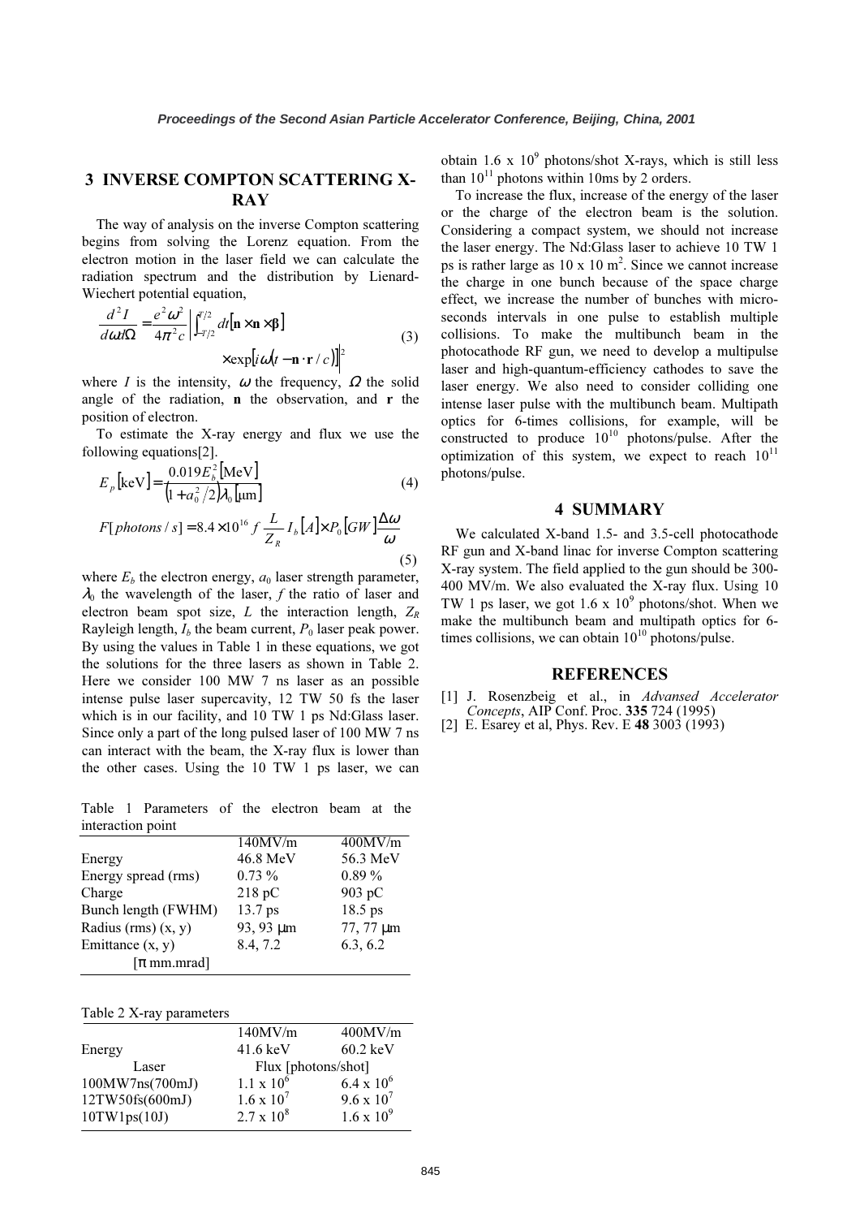## 3 INVERSE COMPTON SCATTERING X-RAY

The way of analysis on the inverse Compton scattering begins from solving the Lorenz equation. From the electron motion in the laser field we can calculate the radiation spectrum and the distribution by Lienard-Wiechert potential equation,

$$\frac{d^2 I}{d\omega d\Omega} = \frac{e^2 \omega^2}{4\pi^2 c} \left| \int_{-T/2}^{T/2} dt [\mathbf{n} \times \mathbf{n} \times \boldsymbol{\beta}] \times \exp[i\omega(t - \mathbf{n} \cdot \mathbf{r} / c)] \right|^2 \tag{3}$$

where $I$ is the intensity, $\omega$ the frequency, $\Omega$ the solid angle of the radiation, $\mathbf{n}$ the observation, and $\mathbf{r}$ the position of electron.

To estimate the X-ray energy and flux we use the following equations[2].

$$E_p [\text{keV}] = \frac{0.019 E_b^2 [\text{MeV}]}{(1 + a_0^2 / 2) \lambda_0 [\mu\text{m}]} \tag{4}$$

$$F[photons/s] = 8.4 \times 10^{16} f \frac{L}{Z_R} I_b [A] \times P_0 [GW] \frac{\Delta\omega}{\omega} \tag{5}$$

where $E_b$ the electron energy, $a_0$ laser strength parameter, $\lambda_0$ the wavelength of the laser, $f$ the ratio of laser and electron beam spot size, $L$ the interaction length, $Z_R$ Rayleigh length, $I_b$ the beam current, $P_0$ laser peak power. By using the values in Table 1 in these equations, we got the solutions for the three lasers as shown in Table 2. Here we consider 100 MW 7 ns laser as an possible intense pulse laser supercavity, 12 TW 50 fs the laser which is in our facility, and 10 TW 1 ps Nd:Glass laser. Since only a part of the long pulsed laser of 100 MW 7 ns can interact with the beam, the X-ray flux is lower than the other cases. Using the 10 TW 1 ps laser, we can obtain 1.6 x $10^9$ photons/shot X-rays, which is still less than $10^{11}$ photons within 10ms by 2 orders.

To increase the flux, increase of the energy of the laser or the charge of the electron beam is the solution. Considering a compact system, we should not increase the laser energy. The Nd:Glass laser to achieve 10 TW 1 ps is rather large as 10 x 10 $m^2$. Since we cannot increase the charge in one bunch because of the space charge effect, we increase the number of bunches with micro-seconds intervals in one pulse to establish multiple collisions. To make the multibunch beam in the photocathode RF gun, we need to develop a multipulse laser and high-quantum-efficiency cathodes to save the laser energy. We also need to consider colliding one intense laser pulse with the multibunch beam. Multipath optics for 6-times collisions, for example, will be constructed to produce $10^{10}$ photons/pulse. After the optimization of this system, we expect to reach $10^{11}$ photons/pulse.

Table 1 Parameters of the electron beam at the interaction point

| | 140MV/m | 400MV/m |
|---|---|---|
| Energy | 46.8 MeV | 56.3 MeV |
| Energy spread (rms) | 0.73 % | 0.89 % |
| Charge | 218 pC | 903 pC |
| Bunch length (FWHM) | 13.7 ps | 18.5 ps |
| Radius (rms) (x, y) | 93, 93 μm | 77, 77 μm |
| Emittance (x, y) [π mm.mrad] | 8.4, 7.2 | 6.3, 6.2 |

Table 2 X-ray parameters

| | 140MV/m | 400MV/m |
|---|---|---|
| Energy | 41.6 keV | 60.2 keV |
| Laser | Flux [photons/shot] | |
| 100MW7ns(700mJ) | 1.1 x $10^6$ | 6.4 x $10^6$ |
| 12TW50fs(600mJ) | 1.6 x $10^7$ | 9.6 x $10^7$ |
| 10TW1ps(10J) | 2.7 x $10^8$ | 1.6 x $10^9$ |

## 4 SUMMARY

We calculated X-band 1.5- and 3.5-cell photocathode RF gun and X-band linac for inverse Compton scattering X-ray system. The field applied to the gun should be 300-400 MV/m. We also evaluated the X-ray flux. Using 10 TW 1 ps laser, we got 1.6 x $10^9$ photons/shot. When we make the multibunch beam and multipath optics for 6-times collisions, we can obtain $10^{10}$ photons/pulse.

## REFERENCES

[1] J. Rosenzbeig et al., in *Advansed Accelerator Concepts*, AIP Conf. Proc. **335** 724 (1995)

[2] E. Esarey et al, Phys. Rev. E **48** 3003 (1993)